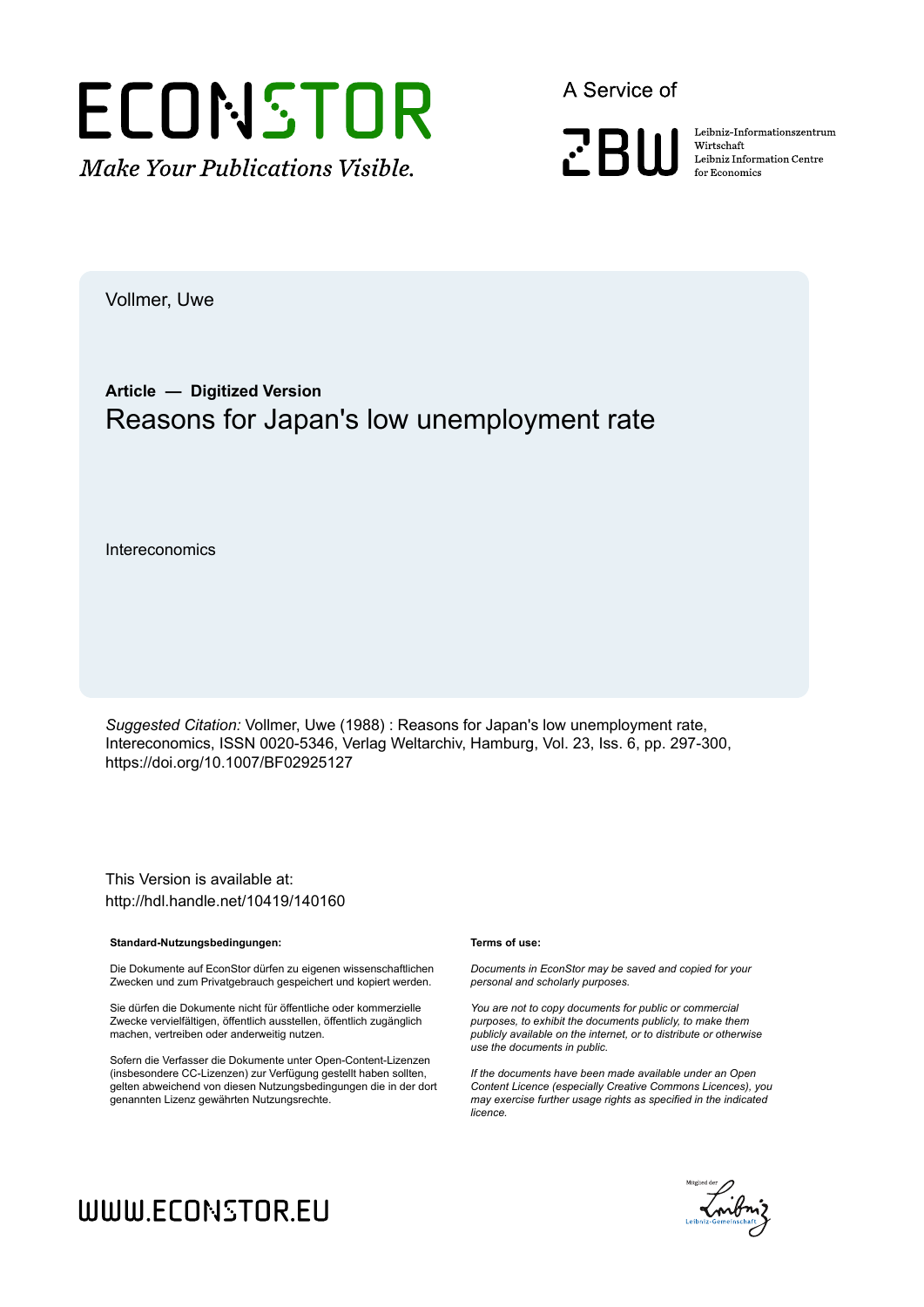Vollmer, Uwe

**Article — Digitized Version**

# Reasons for Japan's low unemployment rate

Intereconomics

*Suggested Citation:* Vollmer, Uwe (1988) : Reasons for Japan's low unemployment rate, Intereconomics, ISSN 0020-5346, Verlag Weltarchiv, Hamburg, Vol. 23, Iss. 6, pp. 297-300, https://doi.org/10.1007/BF02925127

This Version is available at:
http://hdl.handle.net/10419/140160

**Standard-Nutzungsbedingungen:**

Die Dokumente auf EconStor dürfen zu eigenen wissenschaftlichen Zwecken und zum Privatgebrauch gespeichert und kopiert werden.

Sie dürfen die Dokumente nicht für öffentliche oder kommerzielle Zwecke vervielfältigen, öffentlich ausstellen, öffentlich zugänglich machen, vertreiben oder anderweitig nutzen.

Sofern die Verfasser die Dokumente unter Open-Content-Lizenzen (insbesondere CC-Lizenzen) zur Verfügung gestellt haben sollten, gelten abweichend von diesen Nutzungsbedingungen die in der dort genannten Lizenz gewährten Nutzungsrechte.

**Terms of use:**

*Documents in EconStor may be saved and copied for your personal and scholarly purposes.*

*You are not to copy documents for public or commercial purposes, to exhibit the documents publicly, to make them publicly available on the internet, or to distribute or otherwise use the documents in public.*

*If the documents have been made available under an Open Content Licence (especially Creative Commons Licences), you may exercise further usage rights as specified in the indicated licence.*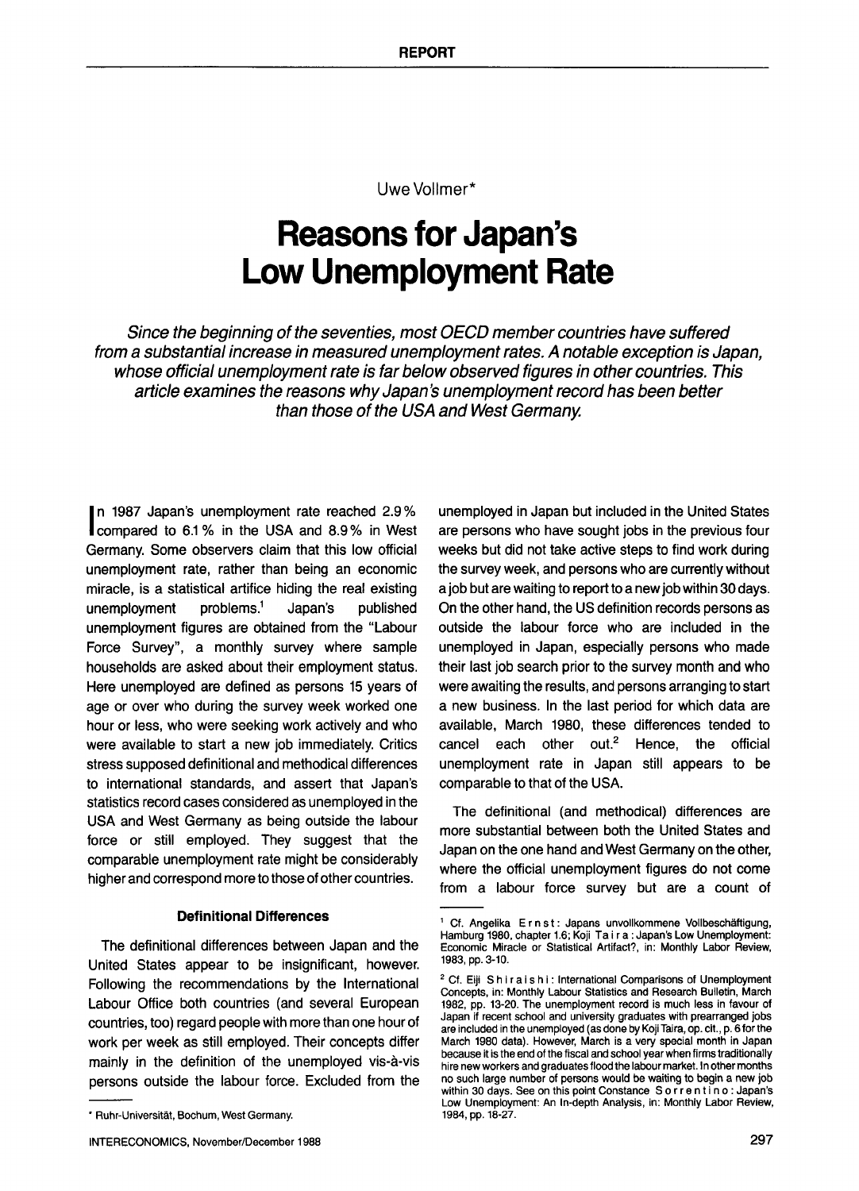REPORT

Uwe Vollmer*

# Reasons for Japan's Low Unemployment Rate

*Since the beginning of the seventies, most OECD member countries have suffered from a substantial increase in measured unemployment rates. A notable exception is Japan, whose official unemployment rate is far below observed figures in other countries. This article examines the reasons why Japan's unemployment record has been better than those of the USA and West Germany.*

In 1987 Japan's unemployment rate reached 2.9% compared to 6.1% in the USA and 8.9% in West Germany. Some observers claim that this low official unemployment rate, rather than being an economic miracle, is a statistical artifice hiding the real existing unemployment problems.[1] Japan's published unemployment figures are obtained from the "Labour Force Survey", a monthly survey where sample households are asked about their employment status. Here unemployed are defined as persons 15 years of age or over who during the survey week worked one hour or less, who were seeking work actively and who were available to start a new job immediately. Critics stress supposed definitional and methodical differences to international standards, and assert that Japan's statistics record cases considered as unemployed in the USA and West Germany as being outside the labour force or still employed. They suggest that the comparable unemployment rate might be considerably higher and correspond more to those of other countries.

### Definitional Differences

The definitional differences between Japan and the United States appear to be insignificant, however. Following the recommendations by the International Labour Office both countries (and several European countries, too) regard people with more than one hour of work per week as still employed. Their concepts differ mainly in the definition of the unemployed vis-à-vis persons outside the labour force. Excluded from the unemployed in Japan but included in the United States are persons who have sought jobs in the previous four weeks but did not take active steps to find work during the survey week, and persons who are currently without a job but are waiting to report to a new job within 30 days. On the other hand, the US definition records persons as outside the labour force who are included in the unemployed in Japan, especially persons who made their last job search prior to the survey month and who were awaiting the results, and persons arranging to start a new business. In the last period for which data are available, March 1980, these differences tended to cancel each other out.[2] Hence, the official unemployment rate in Japan still appears to be comparable to that of the USA.

The definitional (and methodical) differences are more substantial between both the United States and Japan on the one hand and West Germany on the other, where the official unemployment figures do not come from a labour force survey but are a count of

---

\* Ruhr-Universität, Bochum, West Germany.

[1] Cf. Angelika Ernst: Japans unvollkommene Vollbeschäftigung, Hamburg 1980, chapter 1.6; Koji Taira: Japan's Low Unemployment: Economic Miracle or Statistical Artifact?, in: Monthly Labor Review, 1983, pp. 3-10.

[2] Cf. Eiji Shiraishi: International Comparisons of Unemployment Concepts, in: Monthly Labour Statistics and Research Bulletin, March 1982, pp. 13-20. The unemployment record is much less in favour of Japan if recent school and university graduates with prearranged jobs are included in the unemployed (as done by Koji Taira, op. cit., p. 6 for the March 1980 data). However, March is a very special month in Japan because it is the end of the fiscal and school year when firms traditionally hire new workers and graduates flood the labour market. In other months no such large number of persons would be waiting to begin a new job within 30 days. See on this point Constance Sorrentino: Japan's Low Unemployment: An In-depth Analysis, in: Monthly Labor Review, 1984, pp. 18-27.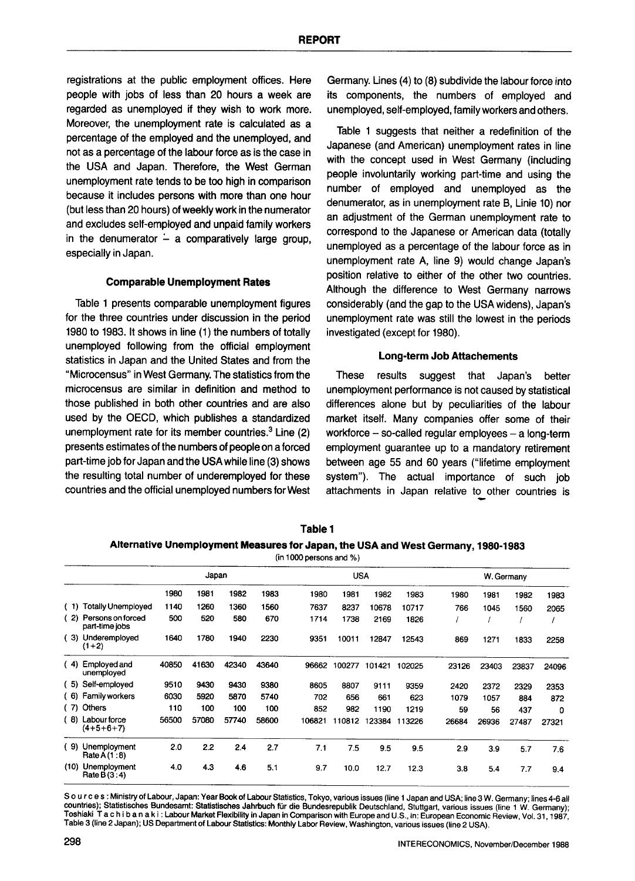registrations at the public employment offices. Here people with jobs of less than 20 hours a week are regarded as unemployed if they wish to work more. Moreover, the unemployment rate is calculated as a percentage of the employed and the unemployed, and not as a percentage of the labour force as is the case in the USA and Japan. Therefore, the West German unemployment rate tends to be too high in comparison because it includes persons with more than one hour (but less than 20 hours) of weekly work in the numerator and excludes self-employed and unpaid family workers in the denumerator – a comparatively large group, especially in Japan.

### Comparable Unemployment Rates

Table 1 presents comparable unemployment figures for the three countries under discussion in the period 1980 to 1983. It shows in line (1) the numbers of totally unemployed following from the official employment statistics in Japan and the United States and from the "Microcensus" in West Germany. The statistics from the microcensus are similar in definition and method to those published in both other countries and are also used by the OECD, which publishes a standardized unemployment rate for its member countries.[3] Line (2) presents estimates of the numbers of people on a forced part-time job for Japan and the USA while line (3) shows the resulting total number of underemployed for these countries and the official unemployed numbers for West Germany. Lines (4) to (8) subdivide the labour force into its components, the numbers of employed and unemployed, self-employed, family workers and others.

Table 1 suggests that neither a redefinition of the Japanese (and American) unemployment rates in line with the concept used in West Germany (including people involuntarily working part-time and using the number of employed and unemployed as the denumerator, as in unemployment rate B, Linie 10) nor an adjustment of the German unemployment rate to correspond to the Japanese or American data (totally unemployed as a percentage of the labour force as in unemployment rate A, line 9) would change Japan's position relative to either of the other two countries. Although the difference to West Germany narrows considerably (and the gap to the USA widens), Japan's unemployment rate was still the lowest in the periods investigated (except for 1980).

### Long-term Job Attachements

These results suggest that Japan's better unemployment performance is not caused by statistical differences alone but by peculiarities of the labour market itself. Many companies offer some of their workforce – so-called regular employees – a long-term employment guarantee up to a mandatory retirement between age 55 and 60 years ("lifetime employment system"). The actual importance of such job attachments in Japan relative to other countries is

**Table 1**

**Alternative Unemployment Measures for Japan, the USA and West Germany, 1980-1983**

(in 1000 persons and %)

| | Japan | | | | USA | | | | W. Germany | | | |
|---|---|---|---|---|---|---|---|---|---|---|---|---|
| | 1980 | 1981 | 1982 | 1983 | 1980 | 1981 | 1982 | 1983 | 1980 | 1981 | 1982 | 1983 |
| (1) Totally Unemployed | 1140 | 1260 | 1360 | 1560 | 7637 | 8237 | 10678 | 10717 | 766 | 1045 | 1560 | 2065 |
| (2) Persons on forced part-time jobs | 500 | 520 | 580 | 670 | 1714 | 1738 | 2169 | 1826 | / | / | / | / |
| (3) Underemployed (1+2) | 1640 | 1780 | 1940 | 2230 | 9351 | 10011 | 12847 | 12543 | 869 | 1271 | 1833 | 2258 |
| (4) Employed and unemployed | 40850 | 41630 | 42340 | 43640 | 96662 | 100277 | 101421 | 102025 | 23126 | 23403 | 23837 | 24096 |
| (5) Self-employed | 9510 | 9430 | 9430 | 9380 | 8605 | 8807 | 9111 | 9359 | 2420 | 2372 | 2329 | 2353 |
| (6) Family workers | 6030 | 5920 | 5870 | 5740 | 702 | 656 | 661 | 623 | 1079 | 1057 | 884 | 872 |
| (7) Others | 110 | 100 | 100 | 100 | 852 | 982 | 1190 | 1219 | 59 | 56 | 437 | 0 |
| (8) Labour force (4+5+6+7) | 56500 | 57080 | 57740 | 58600 | 106821 | 110812 | 123384 | 113226 | 26684 | 26936 | 27487 | 27321 |
| (9) Unemployment Rate A (1:8) | 2.0 | 2.2 | 2.4 | 2.7 | 7.1 | 7.5 | 9.5 | 9.5 | 2.9 | 3.9 | 5.7 | 7.6 |
| (10) Unemployment Rate B (3:4) | 4.0 | 4.3 | 4.6 | 5.1 | 9.7 | 10.0 | 12.7 | 12.3 | 3.8 | 5.4 | 7.7 | 9.4 |

Sources: Ministry of Labour, Japan: Year Book of Labour Statistics, Tokyo, various issues (line 1 Japan and USA; line 3 W. Germany; lines 4-6 all countries); Statistisches Bundesamt: Statistisches Jahrbuch für die Bundesrepublik Deutschland, Stuttgart, various issues (line 1 W. Germany); Toshiaki Tachibanaki: Labour Market Flexibility in Japan in Comparison with Europe and U.S., in: European Economic Review, Vol. 31, 1987, Table 3 (line 2 Japan); US Department of Labour Statistics: Monthly Labor Review, Washington, various issues (line 2 USA).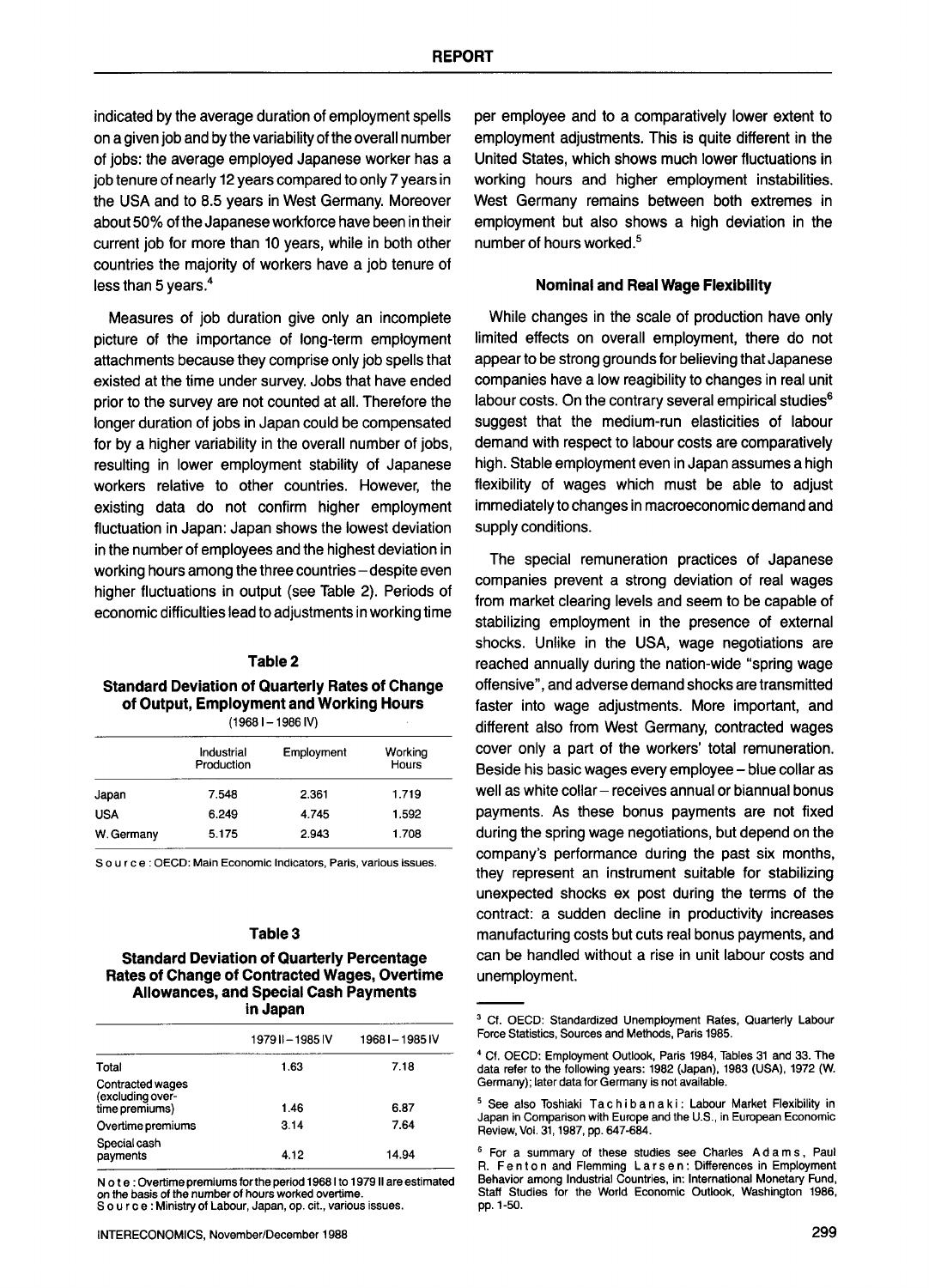indicated by the average duration of employment spells on a given job and by the variability of the overall number of jobs: the average employed Japanese worker has a job tenure of nearly 12 years compared to only 7 years in the USA and to 8.5 years in West Germany. Moreover about 50% of the Japanese workforce have been in their current job for more than 10 years, while in both other countries the majority of workers have a job tenure of less than 5 years.[4]

Measures of job duration give only an incomplete picture of the importance of long-term employment attachments because they comprise only job spells that existed at the time under survey. Jobs that have ended prior to the survey are not counted at all. Therefore the longer duration of jobs in Japan could be compensated for by a higher variability in the overall number of jobs, resulting in lower employment stability of Japanese workers relative to other countries. However, the existing data do not confirm higher employment fluctuation in Japan: Japan shows the lowest deviation in the number of employees and the highest deviation in working hours among the three countries – despite even higher fluctuations in output (see Table 2). Periods of economic difficulties lead to adjustments in working time per employee and to a comparatively lower extent to employment adjustments. This is quite different in the United States, which shows much lower fluctuations in working hours and higher employment instabilities. West Germany remains between both extremes in employment but also shows a high deviation in the number of hours worked.[5]

**Table 2**

**Standard Deviation of Quarterly Rates of Change of Output, Employment and Working Hours**

(1968 I – 1986 IV)

| | Industrial Production | Employment | Working Hours |
|---|---|---|---|
| Japan | 7.548 | 2.361 | 1.719 |
| USA | 6.249 | 4.745 | 1.592 |
| W. Germany | 5.175 | 2.943 | 1.708 |

Source: OECD: Main Economic Indicators, Paris, various issues.

**Table 3**

**Standard Deviation of Quarterly Percentage Rates of Change of Contracted Wages, Overtime Allowances, and Special Cash Payments in Japan**

| | 1979 II – 1985 IV | 1968 I – 1985 IV |
|---|---|---|
| Total | 1.63 | 7.18 |
| Contracted wages (excluding overtime premiums) | 1.46 | 6.87 |
| Overtime premiums | 3.14 | 7.64 |
| Special cash payments | 4.12 | 14.94 |

Note: Overtime premiums for the period 1968 I to 1979 II are estimated on the basis of the number of hours worked overtime.
Source: Ministry of Labour, Japan, op. cit., various issues.

### Nominal and Real Wage Flexibility

While changes in the scale of production have only limited effects on overall employment, there do not appear to be strong grounds for believing that Japanese companies have a low reagibility to changes in real unit labour costs. On the contrary several empirical studies[6] suggest that the medium-run elasticities of labour demand with respect to labour costs are comparatively high. Stable employment even in Japan assumes a high flexibility of wages which must be able to adjust immediately to changes in macroeconomic demand and supply conditions.

The special remuneration practices of Japanese companies prevent a strong deviation of real wages from market clearing levels and seem to be capable of stabilizing employment in the presence of external shocks. Unlike in the USA, wage negotiations are reached annually during the nation-wide "spring wage offensive", and adverse demand shocks are transmitted faster into wage adjustments. More important, and different also from West Germany, contracted wages cover only a part of the workers' total remuneration. Beside his basic wages every employee – blue collar as well as white collar – receives annual or biannual bonus payments. As these bonus payments are not fixed during the spring wage negotiations, but depend on the company's performance during the past six months, they represent an instrument suitable for stabilizing unexpected shocks ex post during the terms of the contract: a sudden decline in productivity increases manufacturing costs but cuts real bonus payments, and can be handled without a rise in unit labour costs and unemployment.

---

[3] Cf. OECD: Standardized Unemployment Rates, Quarterly Labour Force Statistics, Sources and Methods, Paris 1985.

[4] Cf. OECD: Employment Outlook, Paris 1984, Tables 31 and 33. The data refer to the following years: 1982 (Japan), 1983 (USA), 1972 (W. Germany); later data for Germany is not available.

[5] See also Toshiaki Tachibanaki: Labour Market Flexibility in Japan in Comparison with Europe and the U.S., in European Economic Review, Vol. 31, 1987, pp. 647-684.

[6] For a summary of these studies see Charles Adams, Paul R. Fenton and Flemming Larsen: Differences in Employment Behavior among Industrial Countries, in: International Monetary Fund, Staff Studies for the World Economic Outlook, Washington 1986, pp. 1-50.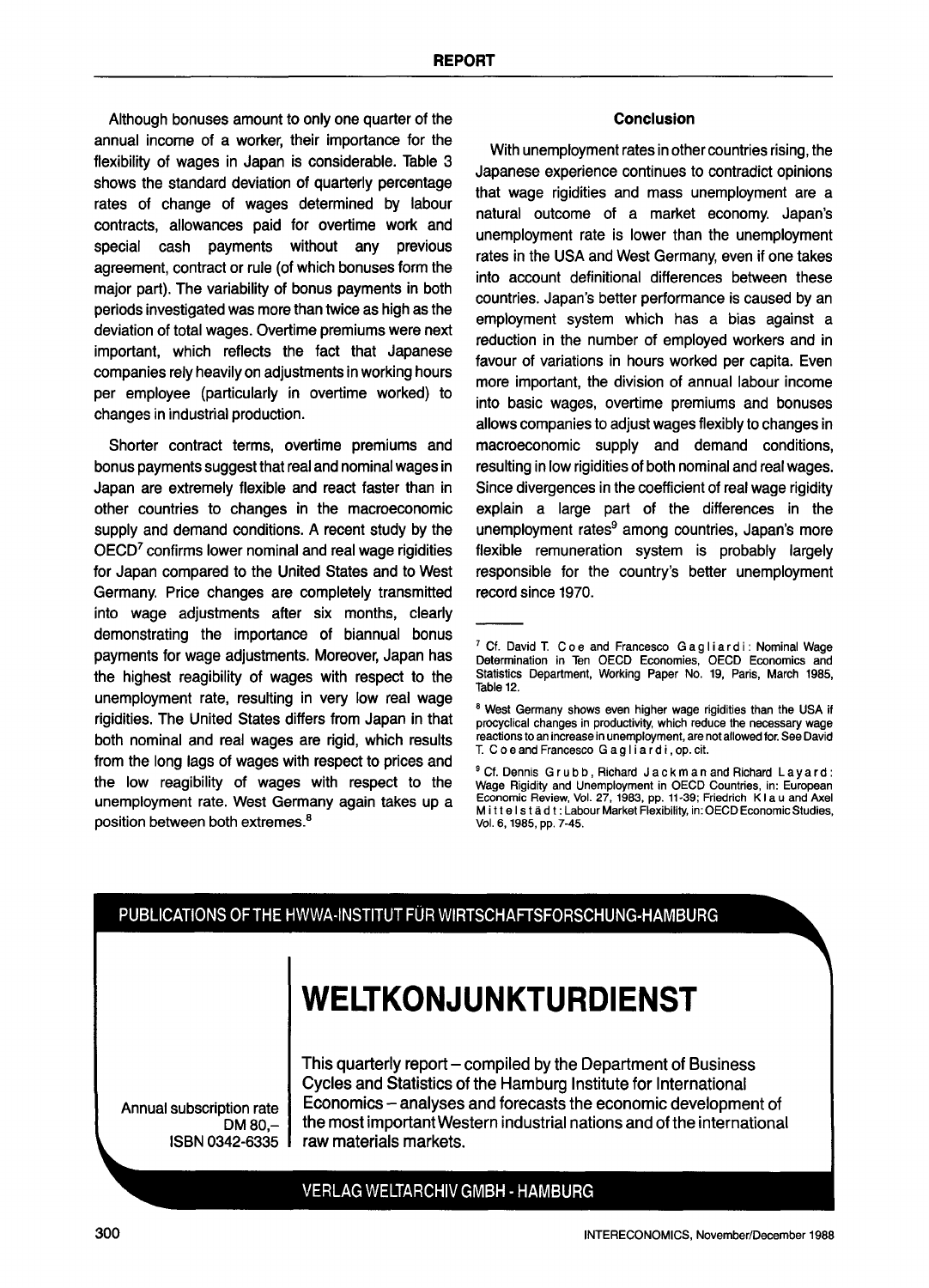Although bonuses amount to only one quarter of the annual income of a worker, their importance for the flexibility of wages in Japan is considerable. Table 3 shows the standard deviation of quarterly percentage rates of change of wages determined by labour contracts, allowances paid for overtime work and special cash payments without any previous agreement, contract or rule (of which bonuses form the major part). The variability of bonus payments in both periods investigated was more than twice as high as the deviation of total wages. Overtime premiums were next important, which reflects the fact that Japanese companies rely heavily on adjustments in working hours per employee (particularly in overtime worked) to changes in industrial production.

Shorter contract terms, overtime premiums and bonus payments suggest that real and nominal wages in Japan are extremely flexible and react faster than in other countries to changes in the macroeconomic supply and demand conditions. A recent study by the OECD[7] confirms lower nominal and real wage rigidities for Japan compared to the United States and to West Germany. Price changes are completely transmitted into wage adjustments after six months, clearly demonstrating the importance of biannual bonus payments for wage adjustments. Moreover, Japan has the highest reagibility of wages with respect to the unemployment rate, resulting in very low real wage rigidities. The United States differs from Japan in that both nominal and real wages are rigid, which results from the long lags of wages with respect to prices and the low reagibility of wages with respect to the unemployment rate. West Germany again takes up a position between both extremes.[8]

### Conclusion

With unemployment rates in other countries rising, the Japanese experience continues to contradict opinions that wage rigidities and mass unemployment are a natural outcome of a market economy. Japan's unemployment rate is lower than the unemployment rates in the USA and West Germany, even if one takes into account definitional differences between these countries. Japan's better performance is caused by an employment system which has a bias against a reduction in the number of employed workers and in favour of variations in hours worked per capita. Even more important, the division of annual labour income into basic wages, overtime premiums and bonuses allows companies to adjust wages flexibly to changes in macroeconomic supply and demand conditions, resulting in low rigidities of both nominal and real wages. Since divergences in the coefficient of real wage rigidity explain a large part of the differences in the unemployment rates[9] among countries, Japan's more flexible remuneration system is probably largely responsible for the country's better unemployment record since 1970.

---

[7] Cf. David T. Coe and Francesco Gagliardi: Nominal Wage Determination in Ten OECD Economies, OECD Economics and Statistics Department, Working Paper No. 19, Paris, March 1985, Table 12.

[8] West Germany shows even higher wage rigidities than the USA if procyclical changes in productivity, which reduce the necessary wage reactions to an increase in unemployment, are not allowed for. See David T. Coe and Francesco Gagliardi, op. cit.

[9] Cf. Dennis Grubb, Richard Jackman and Richard Layard: Wage Rigidity and Unemployment in OECD Countries, in: European Economic Review, Vol. 27, 1983, pp. 11-39; Friedrich Klau and Axel Mittelstädt: Labour Market Flexibility, in: OECD Economic Studies, Vol. 6, 1985, pp. 7-45.

PUBLICATIONS OF THE HWWA-INSTITUT FÜR WIRTSCHAFTSFORSCHUNG-HAMBURG

## WELTKONJUNKTURDIENST

Annual subscription rate DM 80,–
ISBN 0342-6335

This quarterly report – compiled by the Department of Business Cycles and Statistics of the Hamburg Institute for International Economics – analyses and forecasts the economic development of the most important Western industrial nations and of the international raw materials markets.

VERLAG WELTARCHIV GMBH - HAMBURG